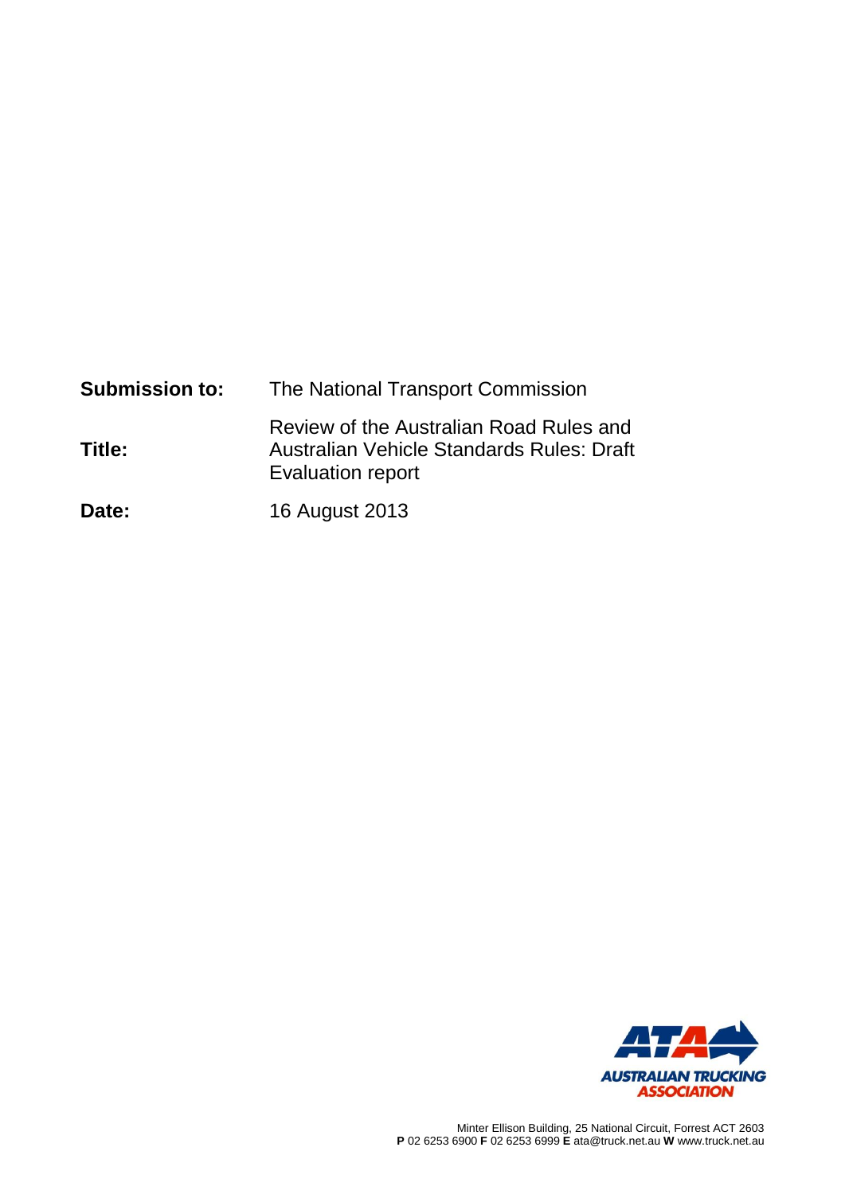**Submission to:** The National Transport Commission

**Title:** Review of the Australian Road Rules and Australian Vehicle Standards Rules: Draft Evaluation report

**Date:** 16 August 2013

AUSTRALIAN TRUCKING ASSOCIATION

Minter Ellison Building, 25 National Circuit, Forrest ACT 2603
**P** 02 6253 6900 **F** 02 6253 6999 **E** ata@truck.net.au **W** www.truck.net.au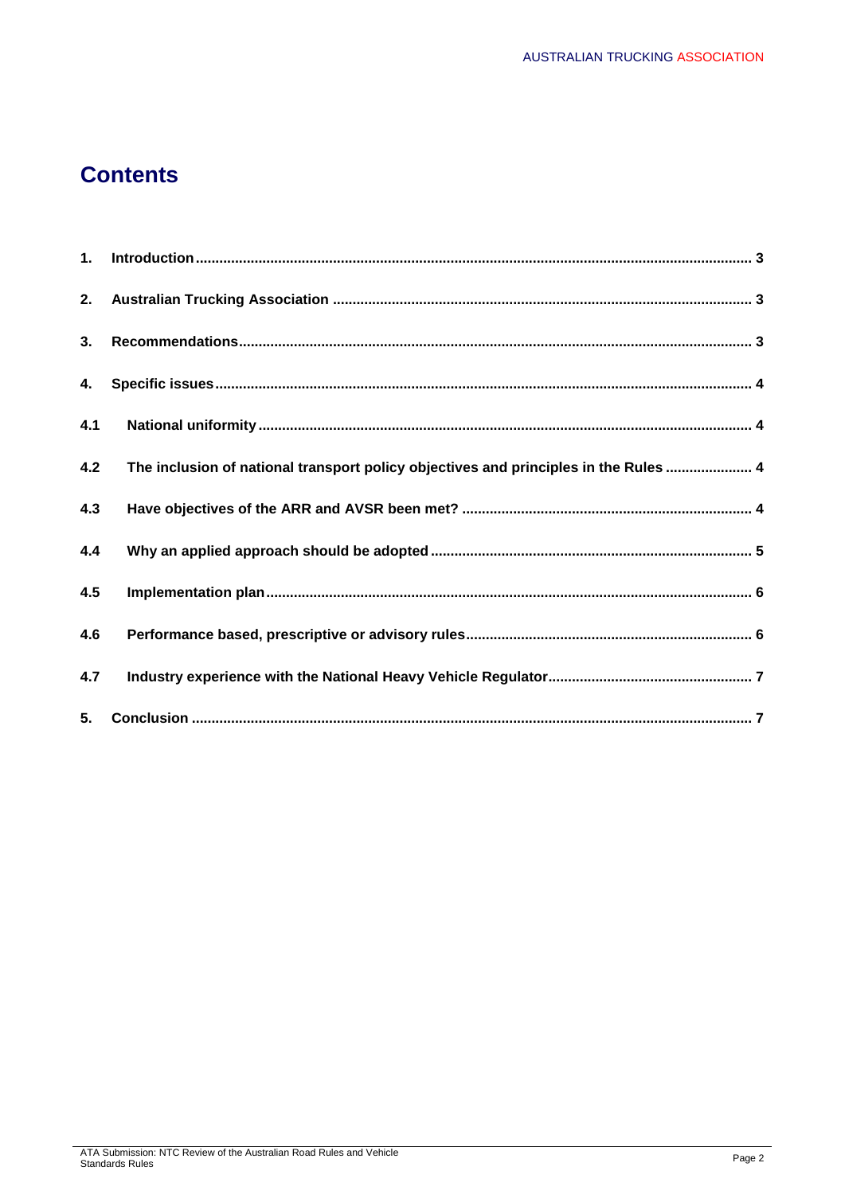# Contents

**1. Introduction** .......... **3**

**2. Australian Trucking Association** .......... **3**

**3. Recommendations** .......... **3**

**4. Specific issues** .......... **4**

**4.1 National uniformity** .......... **4**

**4.2 The inclusion of national transport policy objectives and principles in the Rules** .......... **4**

**4.3 Have objectives of the ARR and AVSR been met?** .......... **4**

**4.4 Why an applied approach should be adopted** .......... **5**

**4.5 Implementation plan** .......... **6**

**4.6 Performance based, prescriptive or advisory rules** .......... **6**

**4.7 Industry experience with the National Heavy Vehicle Regulator** .......... **7**

**5. Conclusion** .......... **7**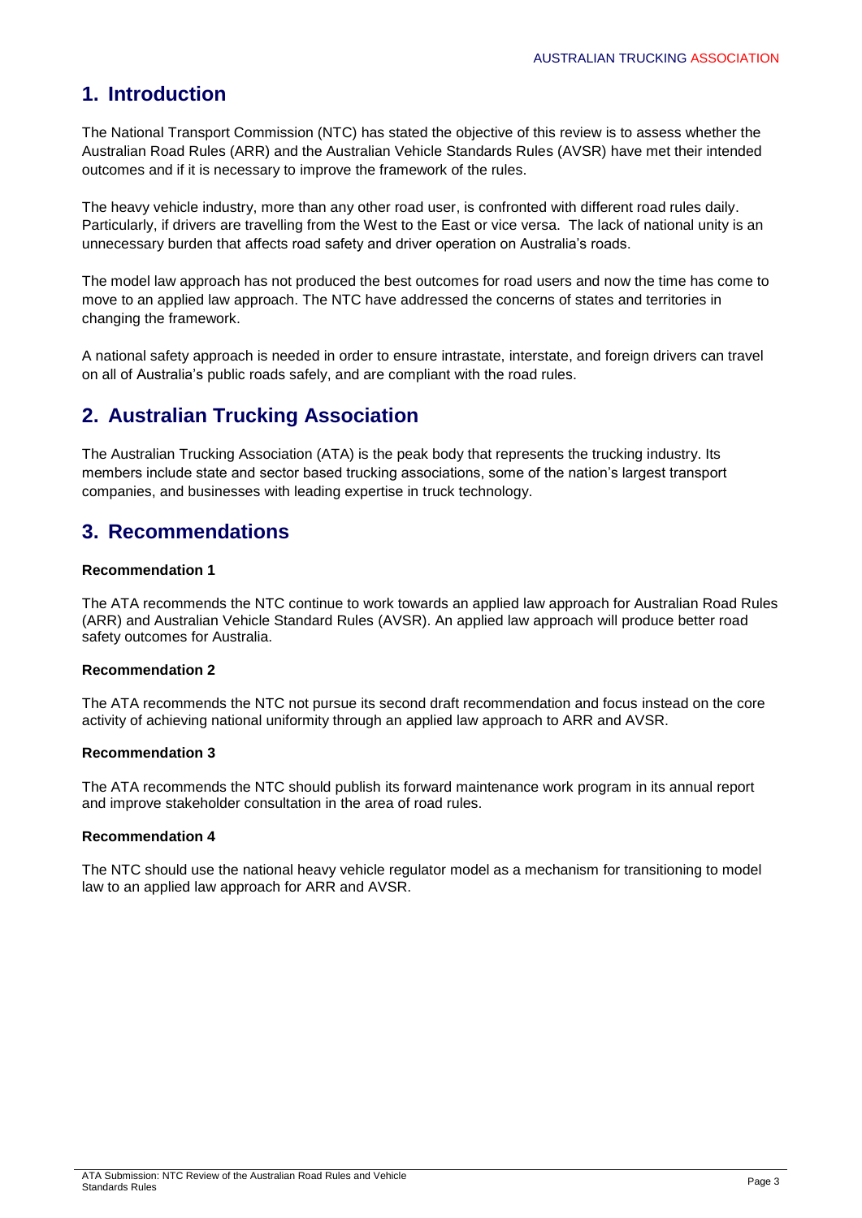## 1. Introduction

The National Transport Commission (NTC) has stated the objective of this review is to assess whether the Australian Road Rules (ARR) and the Australian Vehicle Standards Rules (AVSR) have met their intended outcomes and if it is necessary to improve the framework of the rules.

The heavy vehicle industry, more than any other road user, is confronted with different road rules daily. Particularly, if drivers are travelling from the West to the East or vice versa. The lack of national unity is an unnecessary burden that affects road safety and driver operation on Australia's roads.

The model law approach has not produced the best outcomes for road users and now the time has come to move to an applied law approach. The NTC have addressed the concerns of states and territories in changing the framework.

A national safety approach is needed in order to ensure intrastate, interstate, and foreign drivers can travel on all of Australia's public roads safely, and are compliant with the road rules.

## 2. Australian Trucking Association

The Australian Trucking Association (ATA) is the peak body that represents the trucking industry. Its members include state and sector based trucking associations, some of the nation's largest transport companies, and businesses with leading expertise in truck technology.

## 3. Recommendations

**Recommendation 1**

The ATA recommends the NTC continue to work towards an applied law approach for Australian Road Rules (ARR) and Australian Vehicle Standard Rules (AVSR). An applied law approach will produce better road safety outcomes for Australia.

**Recommendation 2**

The ATA recommends the NTC not pursue its second draft recommendation and focus instead on the core activity of achieving national uniformity through an applied law approach to ARR and AVSR.

**Recommendation 3**

The ATA recommends the NTC should publish its forward maintenance work program in its annual report and improve stakeholder consultation in the area of road rules.

**Recommendation 4**

The NTC should use the national heavy vehicle regulator model as a mechanism for transitioning to model law to an applied law approach for ARR and AVSR.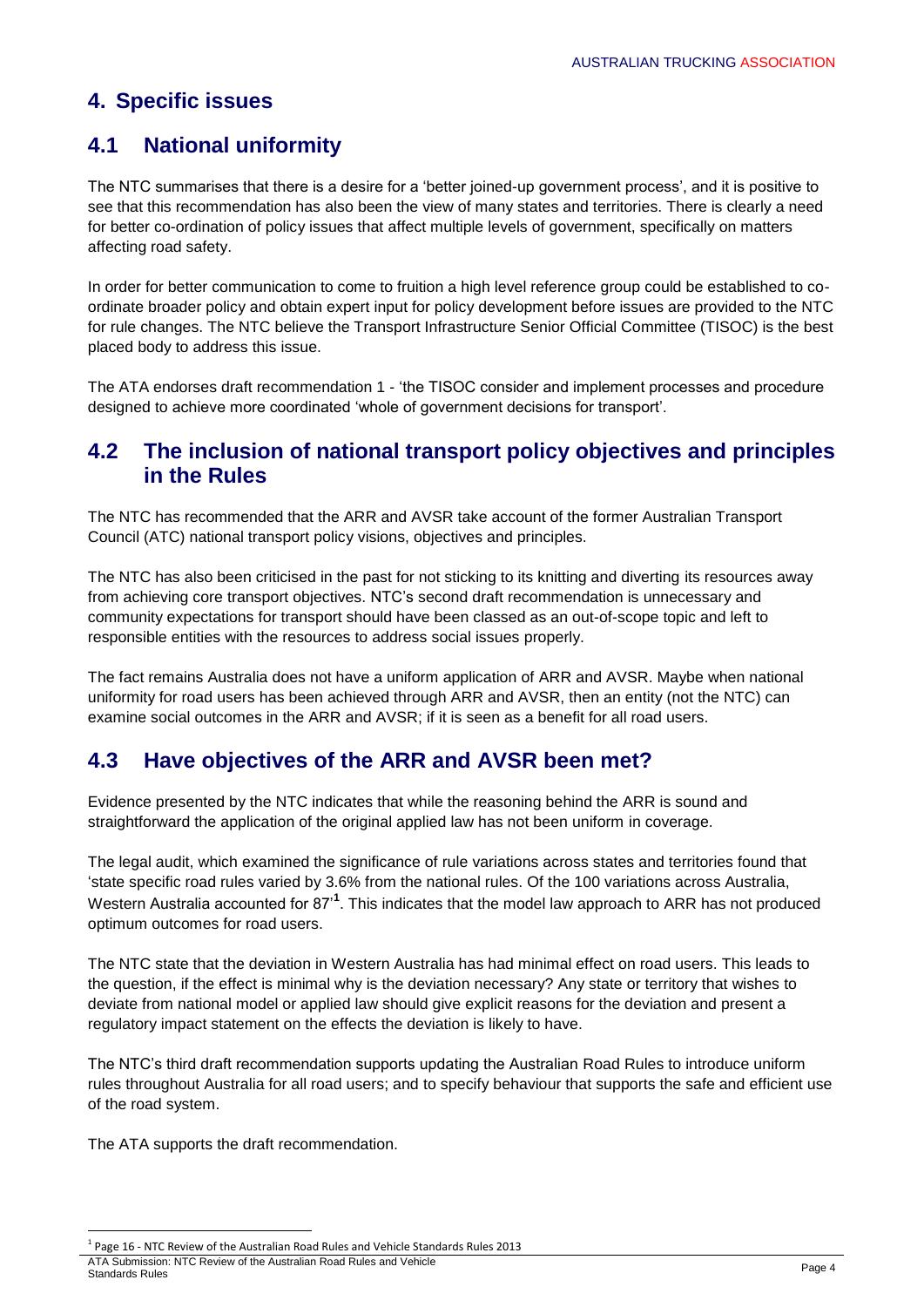## 4. Specific issues

## 4.1 National uniformity

The NTC summarises that there is a desire for a 'better joined-up government process', and it is positive to see that this recommendation has also been the view of many states and territories. There is clearly a need for better co-ordination of policy issues that affect multiple levels of government, specifically on matters affecting road safety.

In order for better communication to come to fruition a high level reference group could be established to co-ordinate broader policy and obtain expert input for policy development before issues are provided to the NTC for rule changes. The NTC believe the Transport Infrastructure Senior Official Committee (TISOC) is the best placed body to address this issue.

The ATA endorses draft recommendation 1 - 'the TISOC consider and implement processes and procedure designed to achieve more coordinated 'whole of government decisions for transport'.

## 4.2 The inclusion of national transport policy objectives and principles in the Rules

The NTC has recommended that the ARR and AVSR take account of the former Australian Transport Council (ATC) national transport policy visions, objectives and principles.

The NTC has also been criticised in the past for not sticking to its knitting and diverting its resources away from achieving core transport objectives. NTC's second draft recommendation is unnecessary and community expectations for transport should have been classed as an out-of-scope topic and left to responsible entities with the resources to address social issues properly.

The fact remains Australia does not have a uniform application of ARR and AVSR. Maybe when national uniformity for road users has been achieved through ARR and AVSR, then an entity (not the NTC) can examine social outcomes in the ARR and AVSR; if it is seen as a benefit for all road users.

## 4.3 Have objectives of the ARR and AVSR been met?

Evidence presented by the NTC indicates that while the reasoning behind the ARR is sound and straightforward the application of the original applied law has not been uniform in coverage.

The legal audit, which examined the significance of rule variations across states and territories found that 'state specific road rules varied by 3.6% from the national rules. Of the 100 variations across Australia, Western Australia accounted for 87'[1]. This indicates that the model law approach to ARR has not produced optimum outcomes for road users.

The NTC state that the deviation in Western Australia has had minimal effect on road users. This leads to the question, if the effect is minimal why is the deviation necessary? Any state or territory that wishes to deviate from national model or applied law should give explicit reasons for the deviation and present a regulatory impact statement on the effects the deviation is likely to have.

The NTC's third draft recommendation supports updating the Australian Road Rules to introduce uniform rules throughout Australia for all road users; and to specify behaviour that supports the safe and efficient use of the road system.

The ATA supports the draft recommendation.

[1] Page 16 - NTC Review of the Australian Road Rules and Vehicle Standards Rules 2013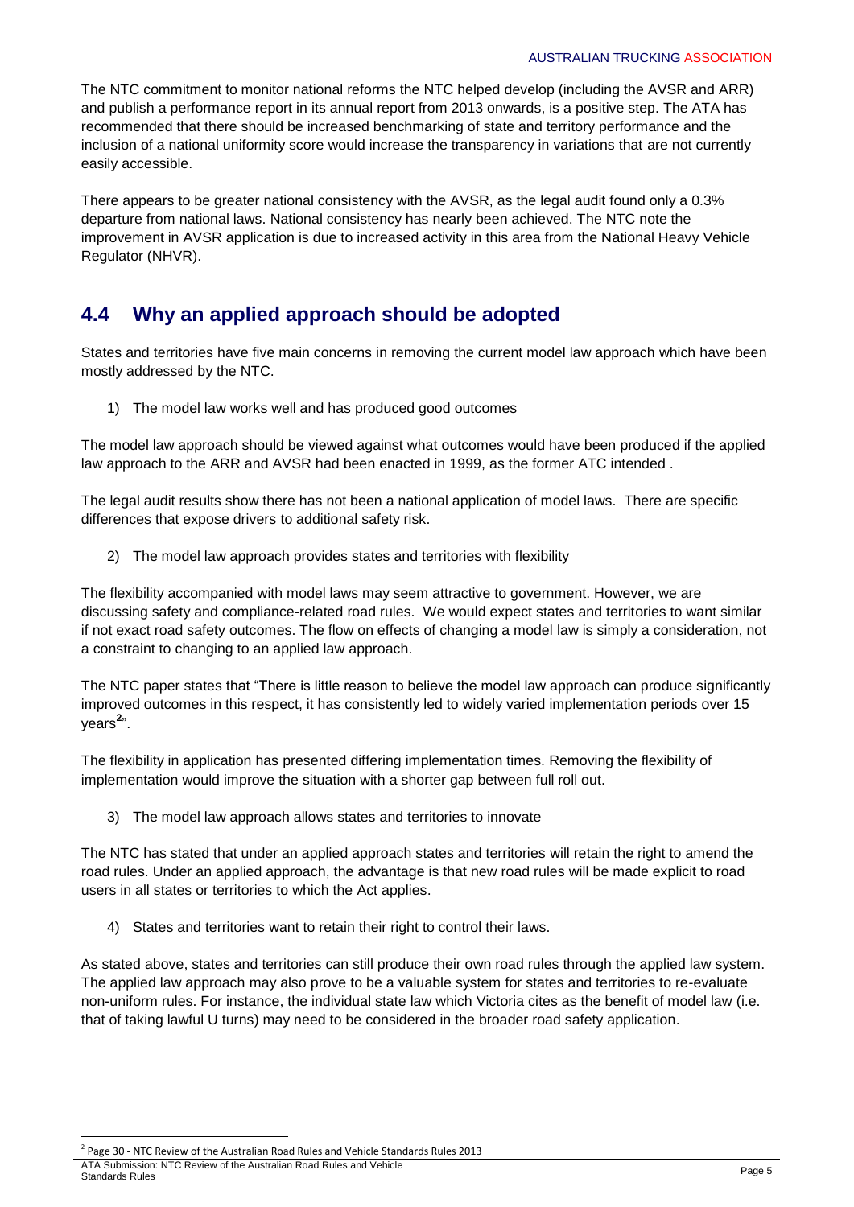The NTC commitment to monitor national reforms the NTC helped develop (including the AVSR and ARR) and publish a performance report in its annual report from 2013 onwards, is a positive step. The ATA has recommended that there should be increased benchmarking of state and territory performance and the inclusion of a national uniformity score would increase the transparency in variations that are not currently easily accessible.

There appears to be greater national consistency with the AVSR, as the legal audit found only a 0.3% departure from national laws. National consistency has nearly been achieved. The NTC note the improvement in AVSR application is due to increased activity in this area from the National Heavy Vehicle Regulator (NHVR).

## 4.4 Why an applied approach should be adopted

States and territories have five main concerns in removing the current model law approach which have been mostly addressed by the NTC.

1) The model law works well and has produced good outcomes

The model law approach should be viewed against what outcomes would have been produced if the applied law approach to the ARR and AVSR had been enacted in 1999, as the former ATC intended .

The legal audit results show there has not been a national application of model laws. There are specific differences that expose drivers to additional safety risk.

2) The model law approach provides states and territories with flexibility

The flexibility accompanied with model laws may seem attractive to government. However, we are discussing safety and compliance-related road rules. We would expect states and territories to want similar if not exact road safety outcomes. The flow on effects of changing a model law is simply a consideration, not a constraint to changing to an applied law approach.

The NTC paper states that "There is little reason to believe the model law approach can produce significantly improved outcomes in this respect, it has consistently led to widely varied implementation periods over 15 years[2]".

The flexibility in application has presented differing implementation times. Removing the flexibility of implementation would improve the situation with a shorter gap between full roll out.

3) The model law approach allows states and territories to innovate

The NTC has stated that under an applied approach states and territories will retain the right to amend the road rules. Under an applied approach, the advantage is that new road rules will be made explicit to road users in all states or territories to which the Act applies.

4) States and territories want to retain their right to control their laws.

As stated above, states and territories can still produce their own road rules through the applied law system. The applied law approach may also prove to be a valuable system for states and territories to re-evaluate non-uniform rules. For instance, the individual state law which Victoria cites as the benefit of model law (i.e. that of taking lawful U turns) may need to be considered in the broader road safety application.

[2] Page 30 - NTC Review of the Australian Road Rules and Vehicle Standards Rules 2013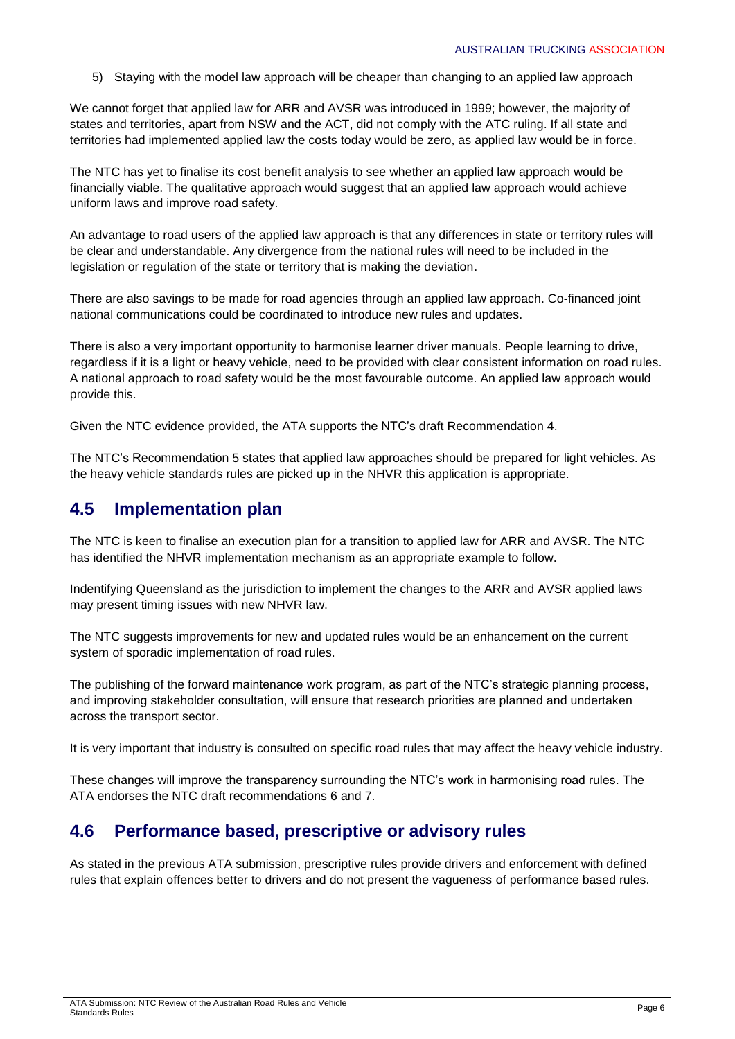5) Staying with the model law approach will be cheaper than changing to an applied law approach

We cannot forget that applied law for ARR and AVSR was introduced in 1999; however, the majority of states and territories, apart from NSW and the ACT, did not comply with the ATC ruling. If all state and territories had implemented applied law the costs today would be zero, as applied law would be in force.

The NTC has yet to finalise its cost benefit analysis to see whether an applied law approach would be financially viable. The qualitative approach would suggest that an applied law approach would achieve uniform laws and improve road safety.

An advantage to road users of the applied law approach is that any differences in state or territory rules will be clear and understandable. Any divergence from the national rules will need to be included in the legislation or regulation of the state or territory that is making the deviation.

There are also savings to be made for road agencies through an applied law approach. Co-financed joint national communications could be coordinated to introduce new rules and updates.

There is also a very important opportunity to harmonise learner driver manuals. People learning to drive, regardless if it is a light or heavy vehicle, need to be provided with clear consistent information on road rules. A national approach to road safety would be the most favourable outcome. An applied law approach would provide this.

Given the NTC evidence provided, the ATA supports the NTC's draft Recommendation 4.

The NTC's Recommendation 5 states that applied law approaches should be prepared for light vehicles. As the heavy vehicle standards rules are picked up in the NHVR this application is appropriate.

## 4.5 Implementation plan

The NTC is keen to finalise an execution plan for a transition to applied law for ARR and AVSR. The NTC has identified the NHVR implementation mechanism as an appropriate example to follow.

Indentifying Queensland as the jurisdiction to implement the changes to the ARR and AVSR applied laws may present timing issues with new NHVR law.

The NTC suggests improvements for new and updated rules would be an enhancement on the current system of sporadic implementation of road rules.

The publishing of the forward maintenance work program, as part of the NTC's strategic planning process, and improving stakeholder consultation, will ensure that research priorities are planned and undertaken across the transport sector.

It is very important that industry is consulted on specific road rules that may affect the heavy vehicle industry.

These changes will improve the transparency surrounding the NTC's work in harmonising road rules. The ATA endorses the NTC draft recommendations 6 and 7.

## 4.6 Performance based, prescriptive or advisory rules

As stated in the previous ATA submission, prescriptive rules provide drivers and enforcement with defined rules that explain offences better to drivers and do not present the vagueness of performance based rules.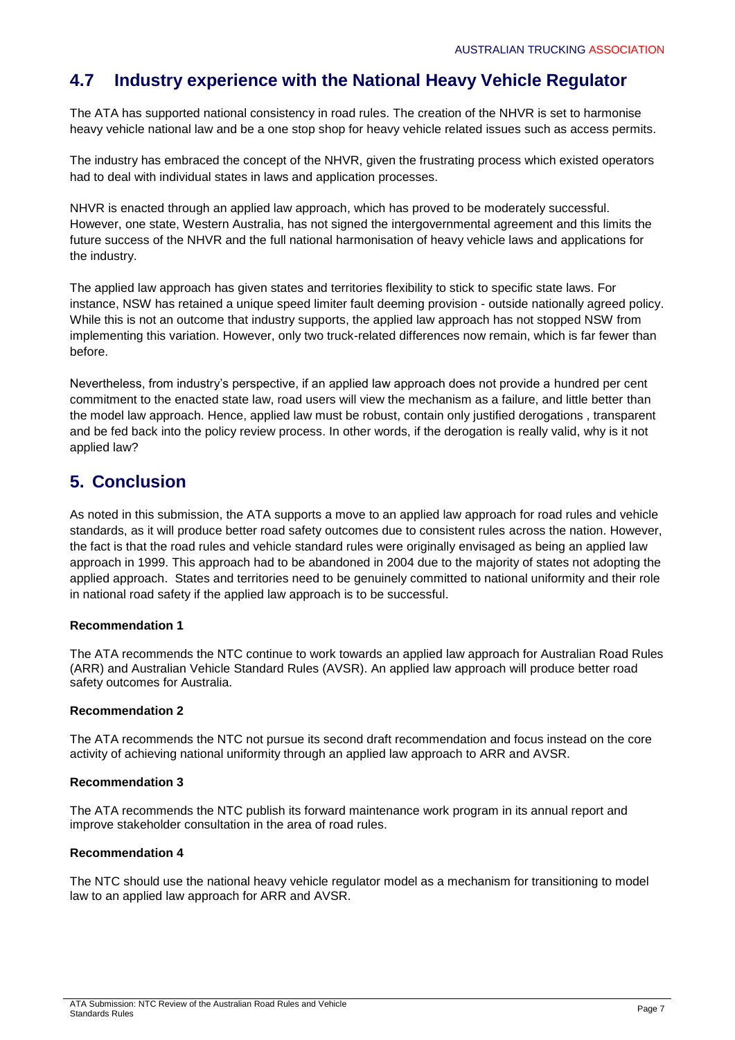## 4.7 Industry experience with the National Heavy Vehicle Regulator

The ATA has supported national consistency in road rules. The creation of the NHVR is set to harmonise heavy vehicle national law and be a one stop shop for heavy vehicle related issues such as access permits.

The industry has embraced the concept of the NHVR, given the frustrating process which existed operators had to deal with individual states in laws and application processes.

NHVR is enacted through an applied law approach, which has proved to be moderately successful. However, one state, Western Australia, has not signed the intergovernmental agreement and this limits the future success of the NHVR and the full national harmonisation of heavy vehicle laws and applications for the industry.

The applied law approach has given states and territories flexibility to stick to specific state laws. For instance, NSW has retained a unique speed limiter fault deeming provision - outside nationally agreed policy. While this is not an outcome that industry supports, the applied law approach has not stopped NSW from implementing this variation. However, only two truck-related differences now remain, which is far fewer than before.

Nevertheless, from industry's perspective, if an applied law approach does not provide a hundred per cent commitment to the enacted state law, road users will view the mechanism as a failure, and little better than the model law approach. Hence, applied law must be robust, contain only justified derogations , transparent and be fed back into the policy review process. In other words, if the derogation is really valid, why is it not applied law?

# 5. Conclusion

As noted in this submission, the ATA supports a move to an applied law approach for road rules and vehicle standards, as it will produce better road safety outcomes due to consistent rules across the nation. However, the fact is that the road rules and vehicle standard rules were originally envisaged as being an applied law approach in 1999. This approach had to be abandoned in 2004 due to the majority of states not adopting the applied approach. States and territories need to be genuinely committed to national uniformity and their role in national road safety if the applied law approach is to be successful.

**Recommendation 1**

The ATA recommends the NTC continue to work towards an applied law approach for Australian Road Rules (ARR) and Australian Vehicle Standard Rules (AVSR). An applied law approach will produce better road safety outcomes for Australia.

**Recommendation 2**

The ATA recommends the NTC not pursue its second draft recommendation and focus instead on the core activity of achieving national uniformity through an applied law approach to ARR and AVSR.

**Recommendation 3**

The ATA recommends the NTC publish its forward maintenance work program in its annual report and improve stakeholder consultation in the area of road rules.

**Recommendation 4**

The NTC should use the national heavy vehicle regulator model as a mechanism for transitioning to model law to an applied law approach for ARR and AVSR.